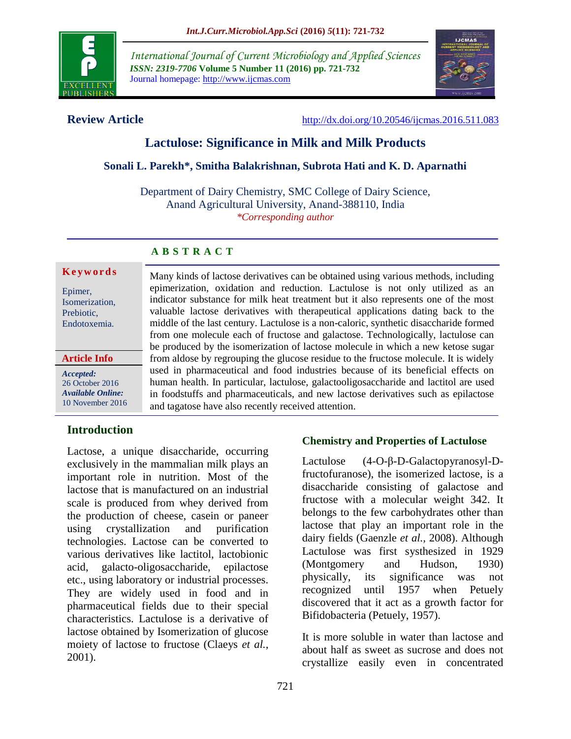International Journal of Current Microbiology and Applied Sciences
*ISSN: 2319-7706* **Volume 5 Number 11 (2016) pp. 721-732**
Journal homepage: http://www.ijcmas.com

**Review Article** http://dx.doi.org/10.20546/ijcmas.2016.511.083

# Lactulose: Significance in Milk and Milk Products

**Sonali L. Parekh*, Smitha Balakrishnan, Subrota Hati and K. D. Aparnathi**

Department of Dairy Chemistry, SMC College of Dairy Science, Anand Agricultural University, Anand-388110, India
*\*Corresponding author*

## ABSTRACT

**Keywords**

Epimer, Isomerization, Prebiotic, Endotoxemia.

**Article Info**

*Accepted:* 26 October 2016
*Available Online:* 10 November 2016

Many kinds of lactose derivatives can be obtained using various methods, including epimerization, oxidation and reduction. Lactulose is not only utilized as an indicator substance for milk heat treatment but it also represents one of the most valuable lactose derivatives with therapeutical applications dating back to the middle of the last century. Lactulose is a non-caloric, synthetic disaccharide formed from one molecule each of fructose and galactose. Technologically, lactulose can be produced by the isomerization of lactose molecule in which a new ketose sugar from aldose by regrouping the glucose residue to the fructose molecule. It is widely used in pharmaceutical and food industries because of its beneficial effects on human health. In particular, lactulose, galactooligosaccharide and lactitol are used in foodstuffs and pharmaceuticals, and new lactose derivatives such as epilactose and tagatose have also recently received attention.

## Introduction

Lactose, a unique disaccharide, occurring exclusively in the mammalian milk plays an important role in nutrition. Most of the lactose that is manufactured on an industrial scale is produced from whey derived from the production of cheese, casein or paneer using crystallization and purification technologies. Lactose can be converted to various derivatives like lactitol, lactobionic acid, galacto-oligosaccharide, epilactose etc., using laboratory or industrial processes. They are widely used in food and in pharmaceutical fields due to their special characteristics. Lactulose is a derivative of lactose obtained by Isomerization of glucose moiety of lactose to fructose (Claeys *et al.*, 2001).

### Chemistry and Properties of Lactulose

Lactulose (4-O-β-D-Galactopyranosyl-D-fructofuranose), the isomerized lactose, is a disaccharide consisting of galactose and fructose with a molecular weight 342. It belongs to the few carbohydrates other than lactose that play an important role in the dairy fields (Gaenzle *et al.*, 2008). Although Lactulose was first systhesized in 1929 (Montgomery and Hudson, 1930) physically, its significance was not recognized until 1957 when Petuely discovered that it act as a growth factor for Bifidobacteria (Petuely, 1957).

It is more soluble in water than lactose and about half as sweet as sucrose and does not crystallize easily even in concentrated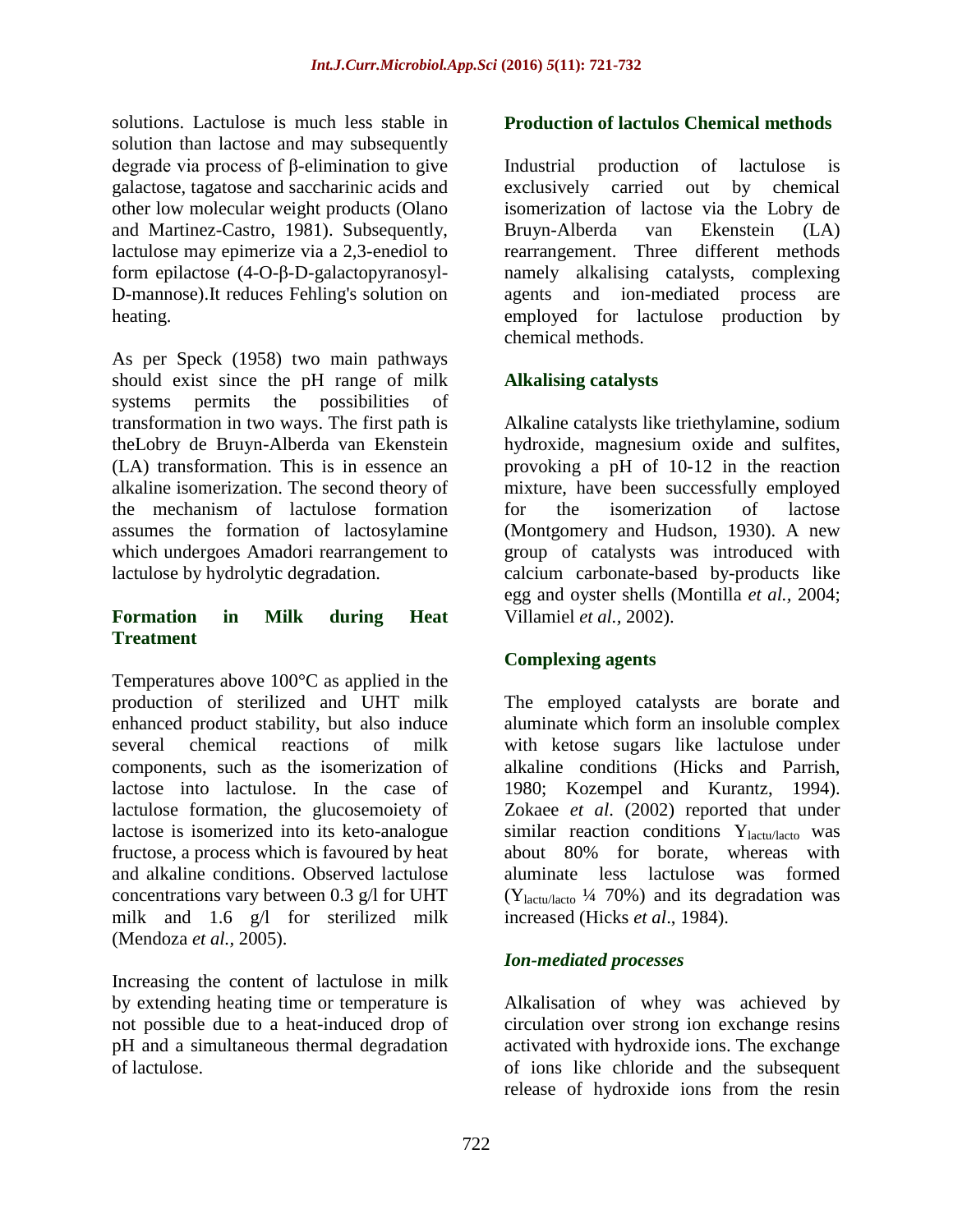solutions. Lactulose is much less stable in solution than lactose and may subsequently degrade via process of β-elimination to give galactose, tagatose and saccharinic acids and other low molecular weight products (Olano and Martinez-Castro, 1981). Subsequently, lactulose may epimerize via a 2,3-enediol to form epilactose (4-O-β-D-galactopyranosyl-D-mannose).It reduces Fehling's solution on heating.

As per Speck (1958) two main pathways should exist since the pH range of milk systems permits the possibilities of transformation in two ways. The first path is theLobry de Bruyn-Alberda van Ekenstein (LA) transformation. This is in essence an alkaline isomerization. The second theory of the mechanism of lactulose formation assumes the formation of lactosylamine which undergoes Amadori rearrangement to lactulose by hydrolytic degradation.

## Formation in Milk during Heat Treatment

Temperatures above 100°C as applied in the production of sterilized and UHT milk enhanced product stability, but also induce several chemical reactions of milk components, such as the isomerization of lactose into lactulose. In the case of lactulose formation, the glucosemoiety of lactose is isomerized into its keto-analogue fructose, a process which is favoured by heat and alkaline conditions. Observed lactulose concentrations vary between 0.3 g/l for UHT milk and 1.6 g/l for sterilized milk (Mendoza *et al.*, 2005).

Increasing the content of lactulose in milk by extending heating time or temperature is not possible due to a heat-induced drop of pH and a simultaneous thermal degradation of lactulose.

## Production of lactulos Chemical methods

Industrial production of lactulose is exclusively carried out by chemical isomerization of lactose via the Lobry de Bruyn-Alberda van Ekenstein (LA) rearrangement. Three different methods namely alkalising catalysts, complexing agents and ion-mediated process are employed for lactulose production by chemical methods.

### Alkalising catalysts

Alkaline catalysts like triethylamine, sodium hydroxide, magnesium oxide and sulfites, provoking a pH of 10-12 in the reaction mixture, have been successfully employed for the isomerization of lactose (Montgomery and Hudson, 1930). A new group of catalysts was introduced with calcium carbonate-based by-products like egg and oyster shells (Montilla *et al.*, 2004; Villamiel *et al.*, 2002).

### Complexing agents

The employed catalysts are borate and aluminate which form an insoluble complex with ketose sugars like lactulose under alkaline conditions (Hicks and Parrish, 1980; Kozempel and Kurantz, 1994). Zokaee *et al*. (2002) reported that under similar reaction conditions $Y_{lactu/lacto}$ was about 80% for borate, whereas with aluminate less lactulose was formed ($Y_{lactu/lacto}$ ¼ 70%) and its degradation was increased (Hicks *et al*., 1984).

### *Ion-mediated processes*

Alkalisation of whey was achieved by circulation over strong ion exchange resins activated with hydroxide ions. The exchange of ions like chloride and the subsequent release of hydroxide ions from the resin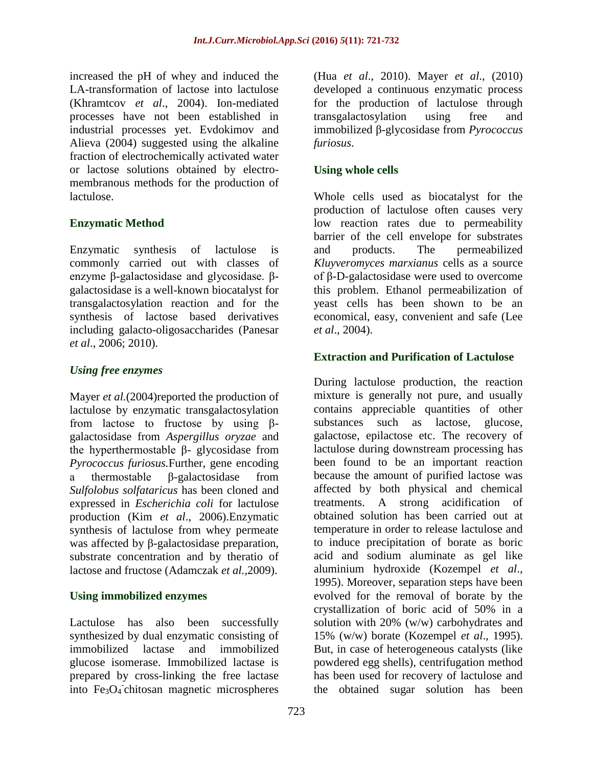increased the pH of whey and induced the LA-transformation of lactose into lactulose (Khramtcov *et al*., 2004). Ion-mediated processes have not been established in industrial processes yet. Evdokimov and Alieva (2004) suggested using the alkaline fraction of electrochemically activated water or lactose solutions obtained by electro-membranous methods for the production of lactulose.

## Enzymatic Method

Enzymatic synthesis of lactulose is commonly carried out with classes of enzyme β-galactosidase and glycosidase. β-galactosidase is a well-known biocatalyst for transgalactosylation reaction and for the synthesis of lactose based derivatives including galacto-oligosaccharides (Panesar *et al*., 2006; 2010).

### *Using free enzymes*

Mayer *et al.*(2004)reported the production of lactulose by enzymatic transgalactosylation from lactose to fructose by using β-galactosidase from *Aspergillus oryzae* and the hyperthermostable β- glycosidase from *Pyrococcus furiosus*.Further, gene encoding a thermostable β-galactosidase from *Sulfolobus solfataricus* has been cloned and expressed in *Escherichia coli* for lactulose production (Kim *et al*., 2006).Enzymatic synthesis of lactulose from whey permeate was affected by β-galactosidase preparation, substrate concentration and by theratio of lactose and fructose (Adamczak *et al.*,2009).

### Using immobilized enzymes

Lactulose has also been successfully synthesized by dual enzymatic consisting of immobilized lactase and immobilized glucose isomerase. Immobilized lactase is prepared by cross-linking the free lactase into $Fe_3O_4^-$chitosan magnetic microspheres (Hua *et al*., 2010). Mayer *et al*., (2010) developed a continuous enzymatic process for the production of lactulose through transgalactosylation using free and immobilized β-glycosidase from *Pyrococcus furiosus*.

### Using whole cells

Whole cells used as biocatalyst for the production of lactulose often causes very low reaction rates due to permeability barrier of the cell envelope for substrates and products. The permeabilized *Kluyveromyces marxianus* cells as a source of β-D-galactosidase were used to overcome this problem. Ethanol permeabilization of yeast cells has been shown to be an economical, easy, convenient and safe (Lee *et al*., 2004).

## Extraction and Purification of Lactulose

During lactulose production, the reaction mixture is generally not pure, and usually contains appreciable quantities of other substances such as lactose, glucose, galactose, epilactose etc. The recovery of lactulose during downstream processing has been found to be an important reaction because the amount of purified lactose was affected by both physical and chemical treatments. A strong acidification of obtained solution has been carried out at temperature in order to release lactulose and to induce precipitation of borate as boric acid and sodium aluminate as gel like aluminium hydroxide (Kozempel *et al*., 1995). Moreover, separation steps have been evolved for the removal of borate by the crystallization of boric acid of 50% in a solution with 20% (w/w) carbohydrates and 15% (w/w) borate (Kozempel *et al*., 1995). But, in case of heterogeneous catalysts (like powdered egg shells), centrifugation method has been used for recovery of lactulose and the obtained sugar solution has been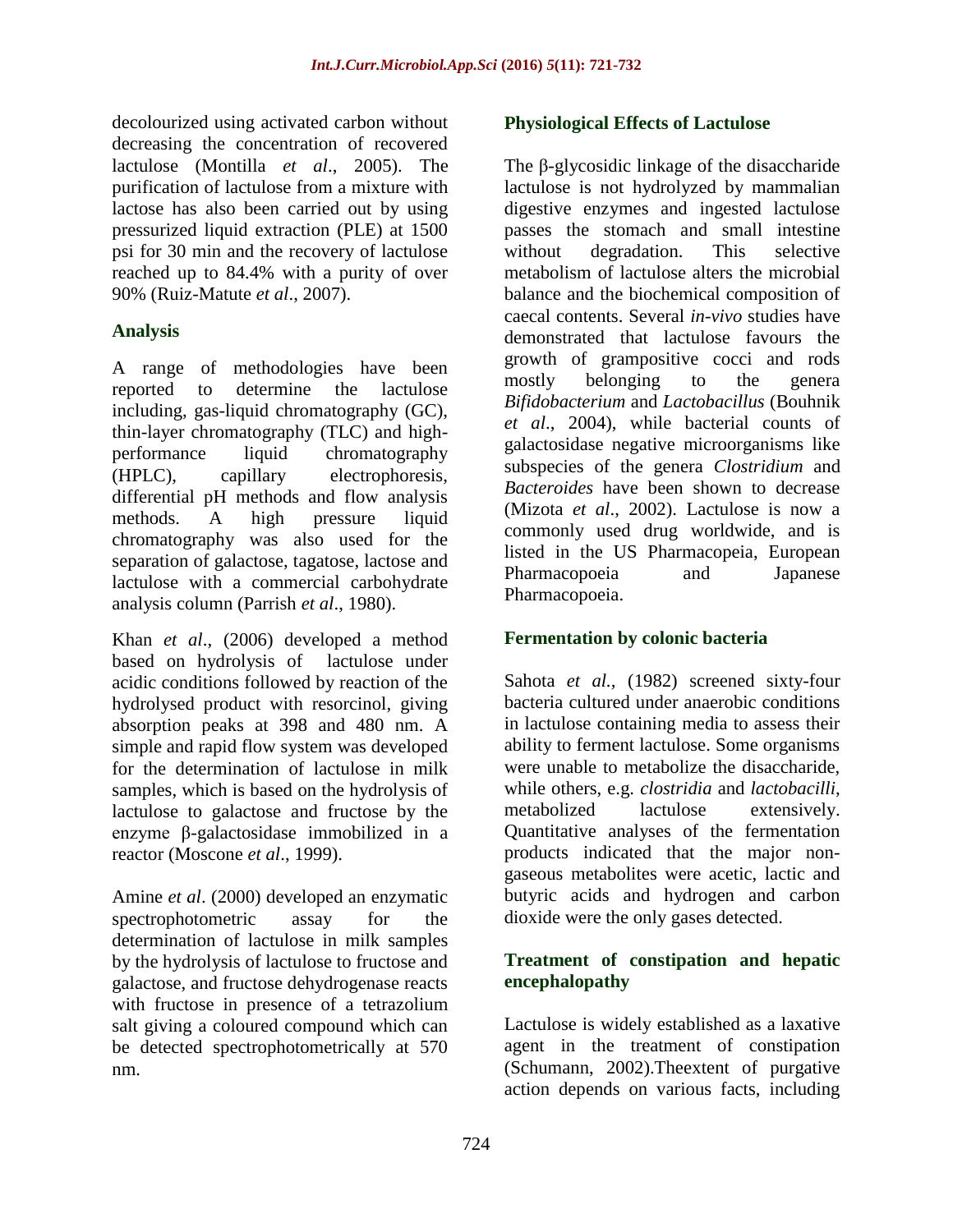decolourized using activated carbon without decreasing the concentration of recovered lactulose (Montilla *et al*., 2005). The purification of lactulose from a mixture with lactose has also been carried out by using pressurized liquid extraction (PLE) at 1500 psi for 30 min and the recovery of lactulose reached up to 84.4% with a purity of over 90% (Ruiz-Matute *et al*., 2007).

## Analysis

A range of methodologies have been reported to determine the lactulose including, gas-liquid chromatography (GC), thin-layer chromatography (TLC) and high-performance liquid chromatography (HPLC), capillary electrophoresis, differential pH methods and flow analysis methods. A high pressure liquid chromatography was also used for the separation of galactose, tagatose, lactose and lactulose with a commercial carbohydrate analysis column (Parrish *et al*., 1980).

Khan *et al*., (2006) developed a method based on hydrolysis of lactulose under acidic conditions followed by reaction of the hydrolysed product with resorcinol, giving absorption peaks at 398 and 480 nm. A simple and rapid flow system was developed for the determination of lactulose in milk samples, which is based on the hydrolysis of lactulose to galactose and fructose by the enzyme β-galactosidase immobilized in a reactor (Moscone *et al*., 1999).

Amine *et al*. (2000) developed an enzymatic spectrophotometric assay for the determination of lactulose in milk samples by the hydrolysis of lactulose to fructose and galactose, and fructose dehydrogenase reacts with fructose in presence of a tetrazolium salt giving a coloured compound which can be detected spectrophotometrically at 570 nm.

## Physiological Effects of Lactulose

The β-glycosidic linkage of the disaccharide lactulose is not hydrolyzed by mammalian digestive enzymes and ingested lactulose passes the stomach and small intestine without degradation. This selective metabolism of lactulose alters the microbial balance and the biochemical composition of caecal contents. Several *in-vivo* studies have demonstrated that lactulose favours the growth of grampositive cocci and rods mostly belonging to the genera *Bifidobacterium* and *Lactobacillus* (Bouhnik *et al*., 2004), while bacterial counts of galactosidase negative microorganisms like subspecies of the genera *Clostridium* and *Bacteroides* have been shown to decrease (Mizota *et al*., 2002). Lactulose is now a commonly used drug worldwide, and is listed in the US Pharmacopeia, European Pharmacopoeia and Japanese Pharmacopoeia.

## Fermentation by colonic bacteria

Sahota *et al.,* (1982) screened sixty-four bacteria cultured under anaerobic conditions in lactulose containing media to assess their ability to ferment lactulose. Some organisms were unable to metabolize the disaccharide, while others, e.g. *clostridia* and *lactobacilli*, metabolized lactulose extensively. Quantitative analyses of the fermentation products indicated that the major non-gaseous metabolites were acetic, lactic and butyric acids and hydrogen and carbon dioxide were the only gases detected.

## Treatment of constipation and hepatic encephalopathy

Lactulose is widely established as a laxative agent in the treatment of constipation (Schumann, 2002).Theextent of purgative action depends on various facts, including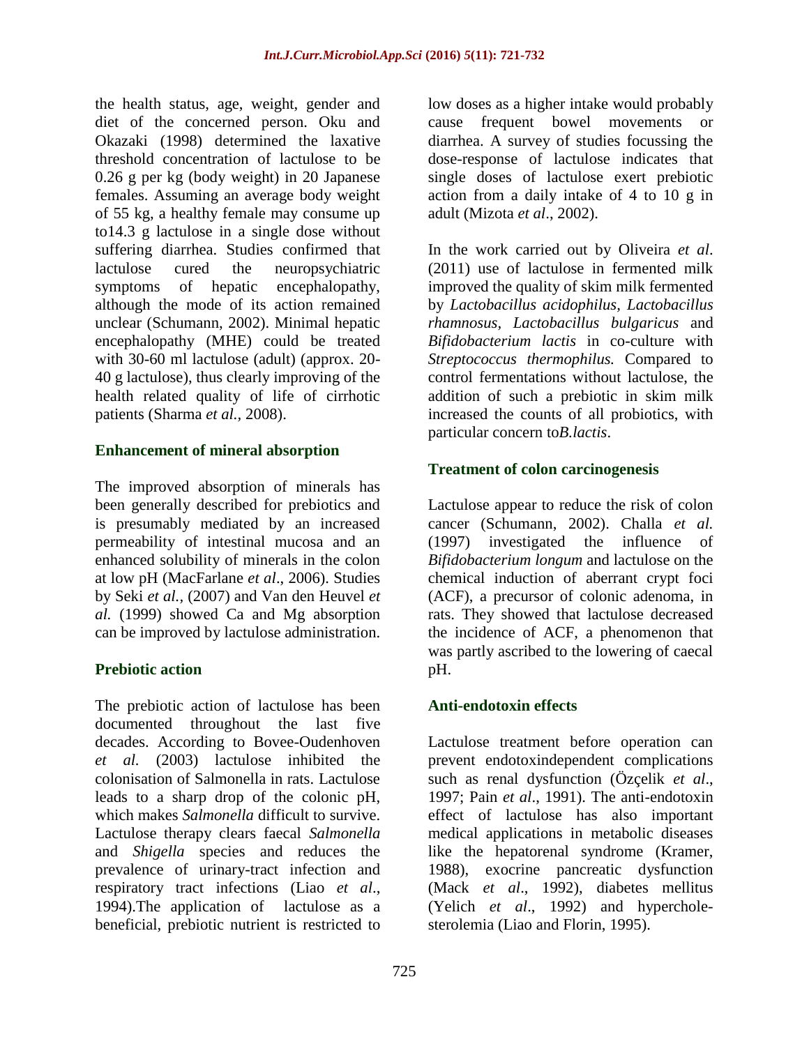the health status, age, weight, gender and diet of the concerned person. Oku and Okazaki (1998) determined the laxative threshold concentration of lactulose to be 0.26 g per kg (body weight) in 20 Japanese females. Assuming an average body weight of 55 kg, a healthy female may consume up to14.3 g lactulose in a single dose without suffering diarrhea. Studies confirmed that lactulose cured the neuropsychiatric symptoms of hepatic encephalopathy, although the mode of its action remained unclear (Schumann, 2002). Minimal hepatic encephalopathy (MHE) could be treated with 30-60 ml lactulose (adult) (approx. 20-40 g lactulose), thus clearly improving of the health related quality of life of cirrhotic patients (Sharma *et al.,* 2008).

## Enhancement of mineral absorption

The improved absorption of minerals has been generally described for prebiotics and is presumably mediated by an increased permeability of intestinal mucosa and an enhanced solubility of minerals in the colon at low pH (MacFarlane *et al*., 2006). Studies by Seki *et al.,* (2007) and Van den Heuvel *et al.* (1999) showed Ca and Mg absorption can be improved by lactulose administration.

## Prebiotic action

The prebiotic action of lactulose has been documented throughout the last five decades. According to Bovee-Oudenhoven *et al.* (2003) lactulose inhibited the colonisation of Salmonella in rats. Lactulose leads to a sharp drop of the colonic pH, which makes *Salmonella* difficult to survive. Lactulose therapy clears faecal *Salmonella* and *Shigella* species and reduces the prevalence of urinary-tract infection and respiratory tract infections (Liao *et al*., 1994).The application of lactulose as a beneficial, prebiotic nutrient is restricted to low doses as a higher intake would probably cause frequent bowel movements or diarrhea. A survey of studies focussing the dose-response of lactulose indicates that single doses of lactulose exert prebiotic action from a daily intake of 4 to 10 g in adult (Mizota *et al*., 2002).

In the work carried out by Oliveira *et al*. (2011) use of lactulose in fermented milk improved the quality of skim milk fermented by *Lactobacillus acidophilus, Lactobacillus rhamnosus, Lactobacillus bulgaricus* and *Bifidobacterium lactis* in co-culture with *Streptococcus thermophilus.* Compared to control fermentations without lactulose, the addition of such a prebiotic in skim milk increased the counts of all probiotics, with particular concern to*B.lactis*.

## Treatment of colon carcinogenesis

Lactulose appear to reduce the risk of colon cancer (Schumann, 2002). Challa *et al.* (1997) investigated the influence of *Bifidobacterium longum* and lactulose on the chemical induction of aberrant crypt foci (ACF), a precursor of colonic adenoma, in rats. They showed that lactulose decreased the incidence of ACF, a phenomenon that was partly ascribed to the lowering of caecal pH.

## Anti-endotoxin effects

Lactulose treatment before operation can prevent endotoxindependent complications such as renal dysfunction (Özçelik *et al*., 1997; Pain *et al*., 1991). The anti-endotoxin effect of lactulose has also important medical applications in metabolic diseases like the hepatorenal syndrome (Kramer, 1988), exocrine pancreatic dysfunction (Mack *et al*., 1992), diabetes mellitus (Yelich *et al*., 1992) and hypercholesterolemia (Liao and Florin, 1995).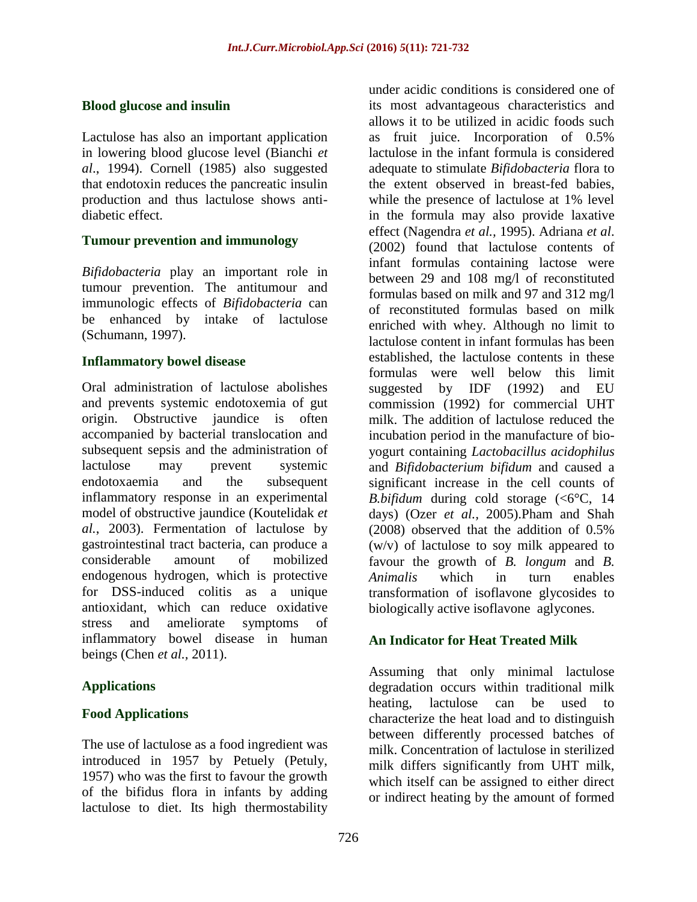## Blood glucose and insulin

Lactulose has also an important application in lowering blood glucose level (Bianchi *et al*., 1994). Cornell (1985) also suggested that endotoxin reduces the pancreatic insulin production and thus lactulose shows anti-diabetic effect.

## Tumour prevention and immunology

*Bifidobacteria* play an important role in tumour prevention. The antitumour and immunologic effects of *Bifidobacteria* can be enhanced by intake of lactulose (Schumann, 1997).

## Inflammatory bowel disease

Oral administration of lactulose abolishes and prevents systemic endotoxemia of gut origin. Obstructive jaundice is often accompanied by bacterial translocation and subsequent sepsis and the administration of lactulose may prevent systemic endotoxaemia and the subsequent inflammatory response in an experimental model of obstructive jaundice (Koutelidak *et al.*, 2003). Fermentation of lactulose by gastrointestinal tract bacteria, can produce a considerable amount of mobilized endogenous hydrogen, which is protective for DSS-induced colitis as a unique antioxidant, which can reduce oxidative stress and ameliorate symptoms of inflammatory bowel disease in human beings (Chen *et al.*, 2011).

## Applications

## Food Applications

The use of lactulose as a food ingredient was introduced in 1957 by Petuely (Petuly, 1957) who was the first to favour the growth of the bifidus flora in infants by adding lactulose to diet. Its high thermostability under acidic conditions is considered one of its most advantageous characteristics and allows it to be utilized in acidic foods such as fruit juice. Incorporation of 0.5% lactulose in the infant formula is considered adequate to stimulate *Bifidobacteria* flora to the extent observed in breast-fed babies, while the presence of lactulose at 1% level in the formula may also provide laxative effect (Nagendra *et al.*, 1995). Adriana *et al*. (2002) found that lactulose contents of infant formulas containing lactose were between 29 and 108 mg/l of reconstituted formulas based on milk and 97 and 312 mg/l of reconstituted formulas based on milk enriched with whey. Although no limit to lactulose content in infant formulas has been established, the lactulose contents in these formulas were well below this limit suggested by IDF (1992) and EU commission (1992) for commercial UHT milk. The addition of lactulose reduced the incubation period in the manufacture of bio-yogurt containing *Lactobacillus acidophilus* and *Bifidobacterium bifidum* and caused a significant increase in the cell counts of *B.bifidum* during cold storage (<6°C, 14 days) (Ozer *et al.*, 2005).Pham and Shah (2008) observed that the addition of 0.5% (w/v) of lactulose to soy milk appeared to favour the growth of *B. longum* and *B. Animalis* which in turn enables transformation of isoflavone glycosides to biologically active isoflavone aglycones.

## An Indicator for Heat Treated Milk

Assuming that only minimal lactulose degradation occurs within traditional milk heating, lactulose can be used to characterize the heat load and to distinguish between differently processed batches of milk. Concentration of lactulose in sterilized milk differs significantly from UHT milk, which itself can be assigned to either direct or indirect heating by the amount of formed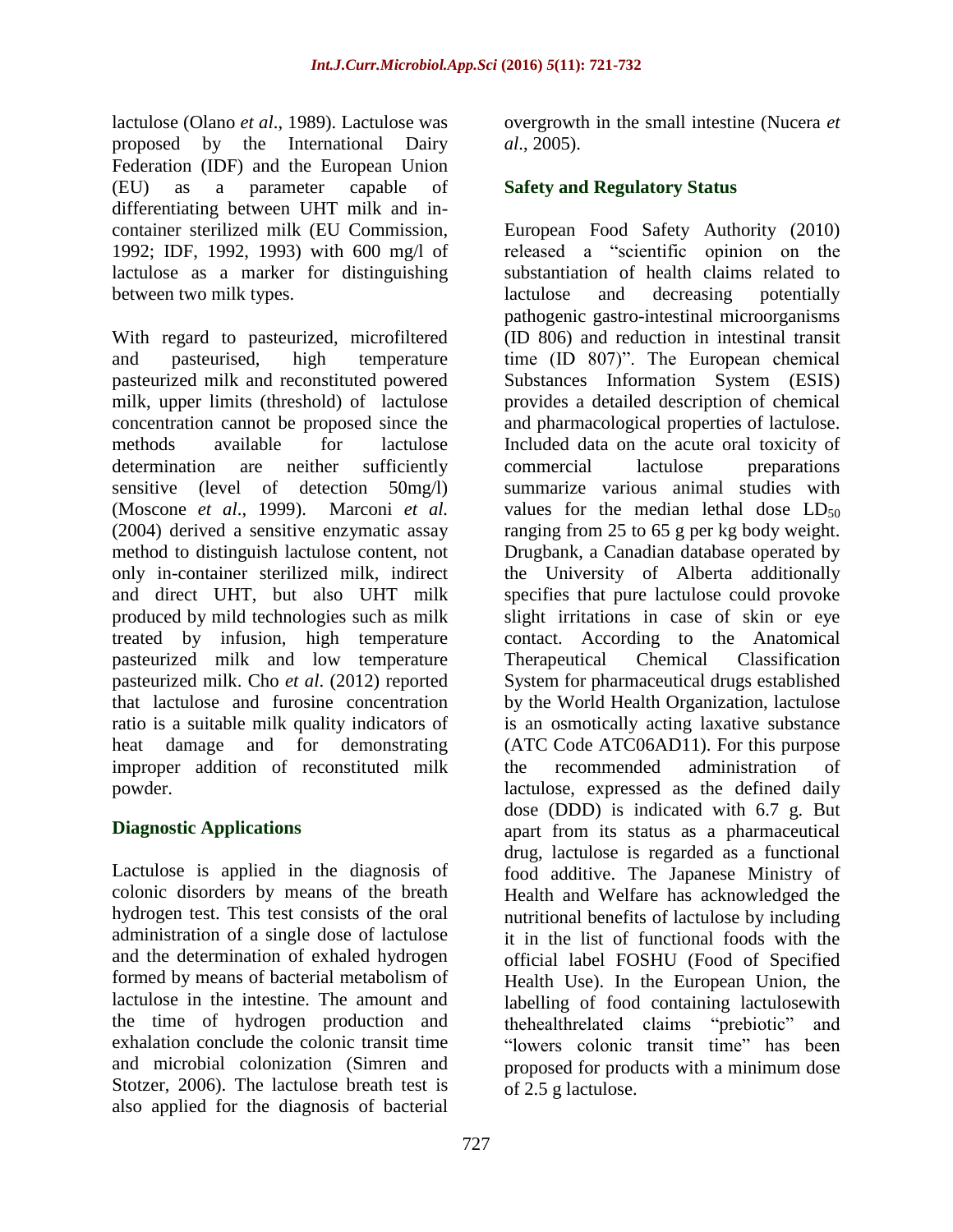lactulose (Olano *et al*., 1989). Lactulose was proposed by the International Dairy Federation (IDF) and the European Union (EU) as a parameter capable of differentiating between UHT milk and in-container sterilized milk (EU Commission, 1992; IDF, 1992, 1993) with 600 mg/l of lactulose as a marker for distinguishing between two milk types.

With regard to pasteurized, microfiltered and pasteurised, high temperature pasteurized milk and reconstituted powered milk, upper limits (threshold) of lactulose concentration cannot be proposed since the methods available for lactulose determination are neither sufficiently sensitive (level of detection 50mg/l) (Moscone *et al*., 1999). Marconi *et al.* (2004) derived a sensitive enzymatic assay method to distinguish lactulose content, not only in-container sterilized milk, indirect and direct UHT, but also UHT milk produced by mild technologies such as milk treated by infusion, high temperature pasteurized milk and low temperature pasteurized milk. Cho *et al*. (2012) reported that lactulose and furosine concentration ratio is a suitable milk quality indicators of heat damage and for demonstrating improper addition of reconstituted milk powder.

## Diagnostic Applications

Lactulose is applied in the diagnosis of colonic disorders by means of the breath hydrogen test. This test consists of the oral administration of a single dose of lactulose and the determination of exhaled hydrogen formed by means of bacterial metabolism of lactulose in the intestine. The amount and the time of hydrogen production and exhalation conclude the colonic transit time and microbial colonization (Simren and Stotzer, 2006). The lactulose breath test is also applied for the diagnosis of bacterial overgrowth in the small intestine (Nucera *et al*., 2005).

## Safety and Regulatory Status

European Food Safety Authority (2010) released a "scientific opinion on the substantiation of health claims related to lactulose and decreasing potentially pathogenic gastro-intestinal microorganisms (ID 806) and reduction in intestinal transit time (ID 807)". The European chemical Substances Information System (ESIS) provides a detailed description of chemical and pharmacological properties of lactulose. Included data on the acute oral toxicity of commercial lactulose preparations summarize various animal studies with values for the median lethal dose $LD_{50}$ ranging from 25 to 65 g per kg body weight. Drugbank, a Canadian database operated by the University of Alberta additionally specifies that pure lactulose could provoke slight irritations in case of skin or eye contact. According to the Anatomical Therapeutical Chemical Classification System for pharmaceutical drugs established by the World Health Organization, lactulose is an osmotically acting laxative substance (ATC Code ATC06AD11). For this purpose the recommended administration of lactulose, expressed as the defined daily dose (DDD) is indicated with 6.7 g. But apart from its status as a pharmaceutical drug, lactulose is regarded as a functional food additive. The Japanese Ministry of Health and Welfare has acknowledged the nutritional benefits of lactulose by including it in the list of functional foods with the official label FOSHU (Food of Specified Health Use). In the European Union, the labelling of food containing lactulosewith thehealthrelated claims "prebiotic" and "lowers colonic transit time" has been proposed for products with a minimum dose of 2.5 g lactulose.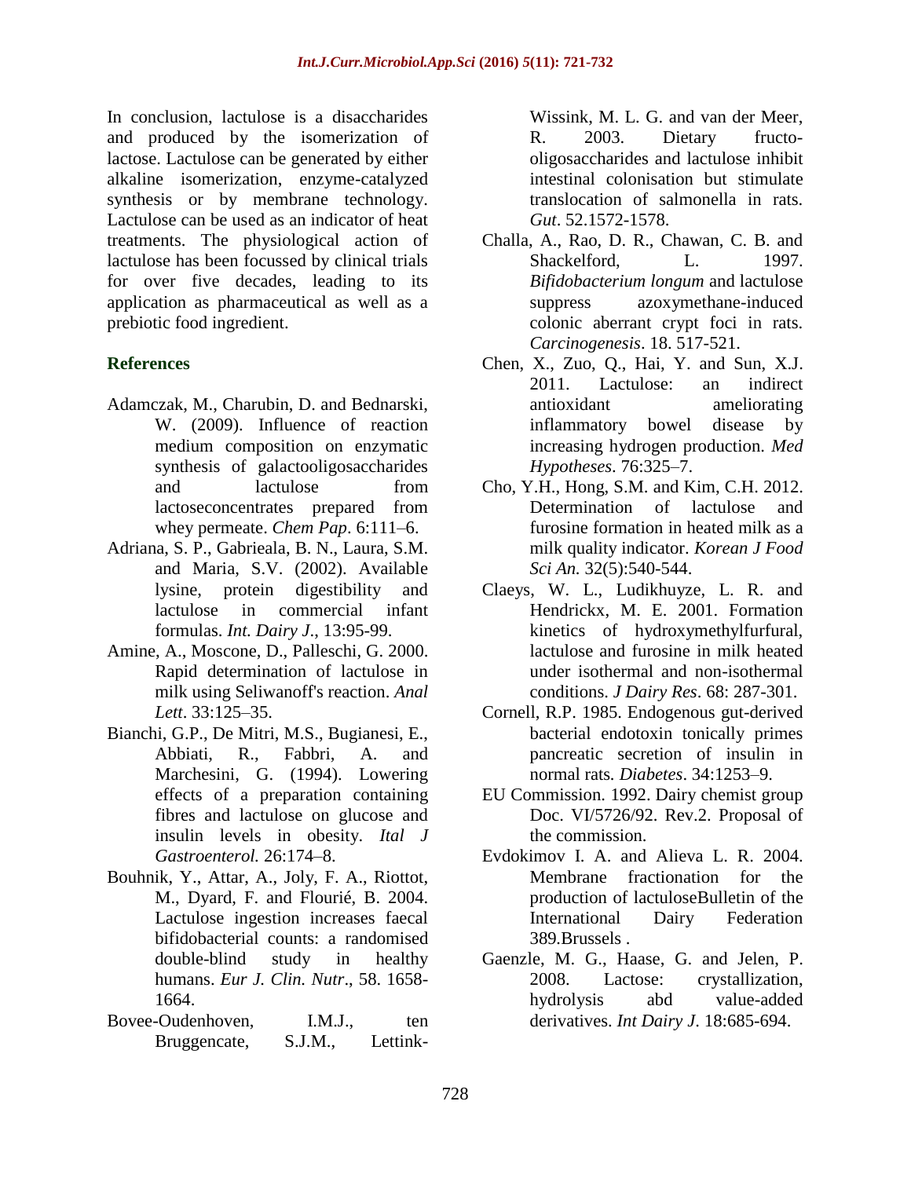In conclusion, lactulose is a disaccharides and produced by the isomerization of lactose. Lactulose can be generated by either alkaline isomerization, enzyme-catalyzed synthesis or by membrane technology. Lactulose can be used as an indicator of heat treatments. The physiological action of lactulose has been focussed by clinical trials for over five decades, leading to its application as pharmaceutical as well as a prebiotic food ingredient.

## References

Adamczak, M., Charubin, D. and Bednarski, W. (2009). Influence of reaction medium composition on enzymatic synthesis of galactooligosaccharides and lactulose from lactoseconcentrates prepared from whey permeate. *Chem Pap*. 6:111–6.

Adriana, S. P., Gabrieala, B. N., Laura, S.M. and Maria, S.V. (2002). Available lysine, protein digestibility and lactulose in commercial infant formulas. *Int. Dairy J*., 13:95-99.

Amine, A., Moscone, D., Palleschi, G. 2000. Rapid determination of lactulose in milk using Seliwanoff's reaction. *Anal Lett*. 33:125–35.

Bianchi, G.P., De Mitri, M.S., Bugianesi, E., Abbiati, R., Fabbri, A. and Marchesini, G. (1994). Lowering effects of a preparation containing fibres and lactulose on glucose and insulin levels in obesity. *Ital J Gastroenterol.* 26:174–8.

Bouhnik, Y., Attar, A., Joly, F. A., Riottot, M., Dyard, F. and Flourié, B. 2004. Lactulose ingestion increases faecal bifidobacterial counts: a randomised double-blind study in healthy humans. *Eur J. Clin. Nutr*., 58. 1658-1664.

Bovee-Oudenhoven, I.M.J., ten Bruggencate, S.J.M., Lettink-Wissink, M. L. G. and van der Meer, R. 2003. Dietary fructo-oligosaccharides and lactulose inhibit intestinal colonisation but stimulate translocation of salmonella in rats. *Gut*. 52.1572-1578.

Challa, A., Rao, D. R., Chawan, C. B. and Shackelford, L. 1997. *Bifidobacterium longum* and lactulose suppress azoxymethane-induced colonic aberrant crypt foci in rats. *Carcinogenesis*. 18. 517-521.

Chen, X., Zuo, Q., Hai, Y. and Sun, X.J. 2011. Lactulose: an indirect antioxidant ameliorating inflammatory bowel disease by increasing hydrogen production. *Med Hypotheses*. 76:325–7.

Cho, Y.H., Hong, S.M. and Kim, C.H. 2012. Determination of lactulose and furosine formation in heated milk as a milk quality indicator. *Korean J Food Sci An.* 32(5):540-544.

Claeys, W. L., Ludikhuyze, L. R. and Hendrickx, M. E. 2001. Formation kinetics of hydroxymethylfurfural, lactulose and furosine in milk heated under isothermal and non-isothermal conditions. *J Dairy Res*. 68: 287-301.

Cornell, R.P. 1985. Endogenous gut-derived bacterial endotoxin tonically primes pancreatic secretion of insulin in normal rats. *Diabetes*. 34:1253–9.

EU Commission. 1992. Dairy chemist group Doc. VI/5726/92. Rev.2. Proposal of the commission.

Evdokimov I. A. and Alieva L. R. 2004. Membrane fractionation for the production of lactuloseBulletin of the International Dairy Federation 389.Brussels .

Gaenzle, M. G., Haase, G. and Jelen, P. 2008. Lactose: crystallization, hydrolysis abd value-added derivatives. *Int Dairy J*. 18:685-694.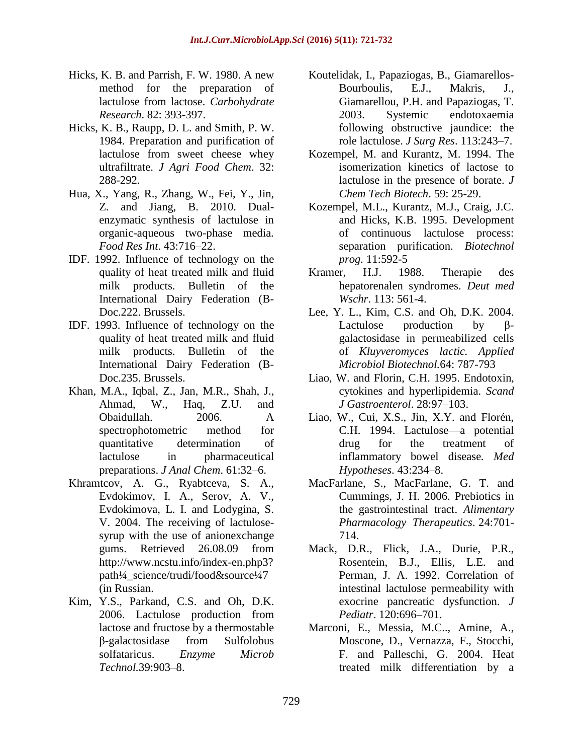Hicks, K. B. and Parrish, F. W. 1980. A new method for the preparation of lactulose from lactose. *Carbohydrate Research*. 82: 393-397.

Hicks, K. B., Raupp, D. L. and Smith, P. W. 1984. Preparation and purification of lactulose from sweet cheese whey ultrafiltrate. *J Agri Food Chem*. 32: 288-292.

Hua, X., Yang, R., Zhang, W., Fei, Y., Jin, Z. and Jiang, B. 2010. Dual-enzymatic synthesis of lactulose in organic-aqueous two-phase media. *Food Res Int*. 43:716–22.

IDF. 1992. Influence of technology on the quality of heat treated milk and fluid milk products. Bulletin of the International Dairy Federation (B-Doc.222. Brussels.

IDF. 1993. Influence of technology on the quality of heat treated milk and fluid milk products. Bulletin of the International Dairy Federation (B-Doc.235. Brussels.

Khan, M.A., Iqbal, Z., Jan, M.R., Shah, J., Ahmad, W., Haq, Z.U. and Obaidullah. 2006. A spectrophotometric method for quantitative determination of lactulose in pharmaceutical preparations. *J Anal Chem*. 61:32–6.

Khramtcov, A. G., Ryabtceva, S. A., Evdokimov, I. A., Serov, A. V., Evdokimova, L. I. and Lodygina, S. V. 2004. The receiving of lactulose-syrup with the use of anionexchange gums. Retrieved 26.08.09 from http://www.ncstu.info/index-en.php3?path¼_science/trudi/food&source¼7 (in Russian.

Kim, Y.S., Parkand, C.S. and Oh, D.K. 2006. Lactulose production from lactose and fructose by a thermostable β-galactosidase from Sulfolobus solfataricus. *Enzyme Microb Technol*.39:903–8.

Koutelidak, I., Papaziogas, B., Giamarellos-Bourboulis, E.J., Makris, J., Giamarellou, P.H. and Papaziogas, T. 2003. Systemic endotoxaemia following obstructive jaundice: the role lactulose. *J Surg Res*. 113:243–7.

Kozempel, M. and Kurantz, M. 1994. The isomerization kinetics of lactose to lactulose in the presence of borate. *J Chem Tech Biotech*. 59: 25-29.

Kozempel, M.L., Kurantz, M.J., Craig, J.C. and Hicks, K.B. 1995. Development of continuous lactulose process: separation purification. *Biotechnol prog.* 11:592-5

Kramer, H.J. 1988. Therapie des hepatorenalen syndromes. *Deut med Wschr*. 113: 561-4.

Lee, Y. L., Kim, C.S. and Oh, D.K. 2004. Lactulose production by β-galactosidase in permeabilized cells of *Kluyveromyces lactic. Applied Microbiol Biotechnol.*64: 787-793

Liao, W. and Florin, C.H. 1995. Endotoxin, cytokines and hyperlipidemia. *Scand J Gastroenterol*. 28:97–103.

Liao, W., Cui, X.S., Jin, X.Y. and Florén, C.H. 1994. Lactulose—a potential drug for the treatment of inflammatory bowel disease. *Med Hypotheses*. 43:234–8.

MacFarlane, S., MacFarlane, G. T. and Cummings, J. H. 2006. Prebiotics in the gastrointestinal tract. *Alimentary Pharmacology Therapeutics*. 24:701-714.

Mack, D.R., Flick, J.A., Durie, P.R., Rosentein, B.J., Ellis, L.E. and Perman, J. A. 1992. Correlation of intestinal lactulose permeability with exocrine pancreatic dysfunction. *J Pediatr*. 120:696–701.

Marconi, E., Messia, M.C.., Amine, A., Moscone, D., Vernazza, F., Stocchi, F. and Palleschi, G. 2004. Heat treated milk differentiation by a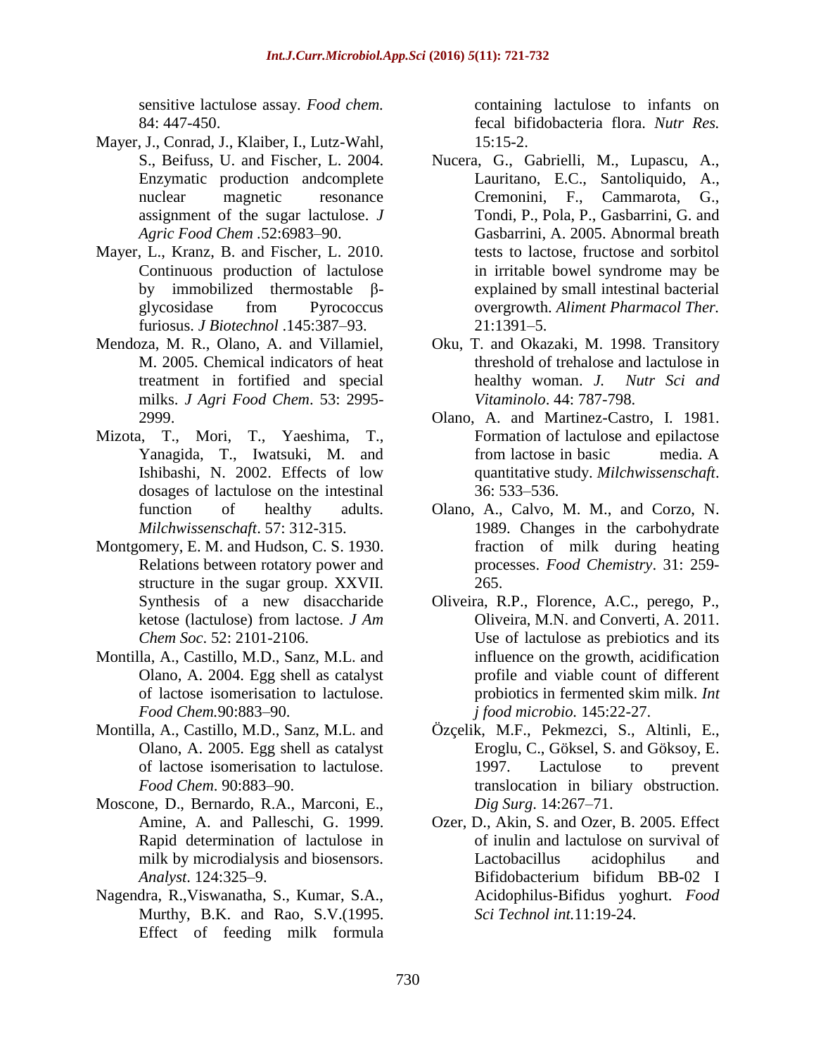sensitive lactulose assay. *Food chem.* 84: 447-450.

Mayer, J., Conrad, J., Klaiber, I., Lutz-Wahl, S., Beifuss, U. and Fischer, L. 2004. Enzymatic production andcomplete nuclear magnetic resonance assignment of the sugar lactulose. *J Agric Food Chem* .52:6983–90.

Mayer, L., Kranz, B. and Fischer, L. 2010. Continuous production of lactulose by immobilized thermostable β-glycosidase from Pyrococcus furiosus. *J Biotechnol* .145:387–93.

Mendoza, M. R., Olano, A. and Villamiel, M. 2005. Chemical indicators of heat treatment in fortified and special milks. *J Agri Food Chem*. 53: 2995-2999.

Mizota, T., Mori, T., Yaeshima, T., Yanagida, T., Iwatsuki, M. and Ishibashi, N. 2002. Effects of low dosages of lactulose on the intestinal function of healthy adults. *Milchwissenschaft*. 57: 312-315.

Montgomery, E. M. and Hudson, C. S. 1930. Relations between rotatory power and structure in the sugar group. XXVII. Synthesis of a new disaccharide ketose (lactulose) from lactose. *J Am Chem Soc*. 52: 2101-2106.

Montilla, A., Castillo, M.D., Sanz, M.L. and Olano, A. 2004. Egg shell as catalyst of lactose isomerisation to lactulose. *Food Chem.*90:883–90.

Montilla, A., Castillo, M.D., Sanz, M.L. and Olano, A. 2005. Egg shell as catalyst of lactose isomerisation to lactulose. *Food Chem*. 90:883–90.

Moscone, D., Bernardo, R.A., Marconi, E., Amine, A. and Palleschi, G. 1999. Rapid determination of lactulose in milk by microdialysis and biosensors. *Analyst*. 124:325–9.

Nagendra, R.,Viswanatha, S., Kumar, S.A., Murthy, B.K. and Rao, S.V.(1995. Effect of feeding milk formula containing lactulose to infants on fecal bifidobacteria flora. *Nutr Res.* 15:15-2.

Nucera, G., Gabrielli, M., Lupascu, A., Lauritano, E.C., Santoliquido, A., Cremonini, F., Cammarota, G., Tondi, P., Pola, P., Gasbarrini, G. and Gasbarrini, A. 2005. Abnormal breath tests to lactose, fructose and sorbitol in irritable bowel syndrome may be explained by small intestinal bacterial overgrowth. *Aliment Pharmacol Ther.* 21:1391–5.

Oku, T. and Okazaki, M. 1998. Transitory threshold of trehalose and lactulose in healthy woman. *J. Nutr Sci and Vitaminolo*. 44: 787-798.

Olano, A. and Martinez-Castro, I. 1981. Formation of lactulose and epilactose from lactose in basic media. A quantitative study. *Milchwissenschaft*. 36: 533–536.

Olano, A., Calvo, M. M., and Corzo, N. 1989. Changes in the carbohydrate fraction of milk during heating processes. *Food Chemistry*. 31: 259-265.

Oliveira, R.P., Florence, A.C., perego, P., Oliveira, M.N. and Converti, A. 2011. Use of lactulose as prebiotics and its influence on the growth, acidification profile and viable count of different probiotics in fermented skim milk. *Int j food microbio.* 145:22-27.

Özçelik, M.F., Pekmezci, S., Altinli, E., Eroglu, C., Göksel, S. and Göksoy, E. 1997. Lactulose to prevent translocation in biliary obstruction. *Dig Surg*. 14:267–71.

Ozer, D., Akin, S. and Ozer, B. 2005. Effect of inulin and lactulose on survival of Lactobacillus acidophilus and Bifidobacterium bifidum BB-02 I Acidophilus-Bifidus yoghurt. *Food Sci Technol int.*11:19-24.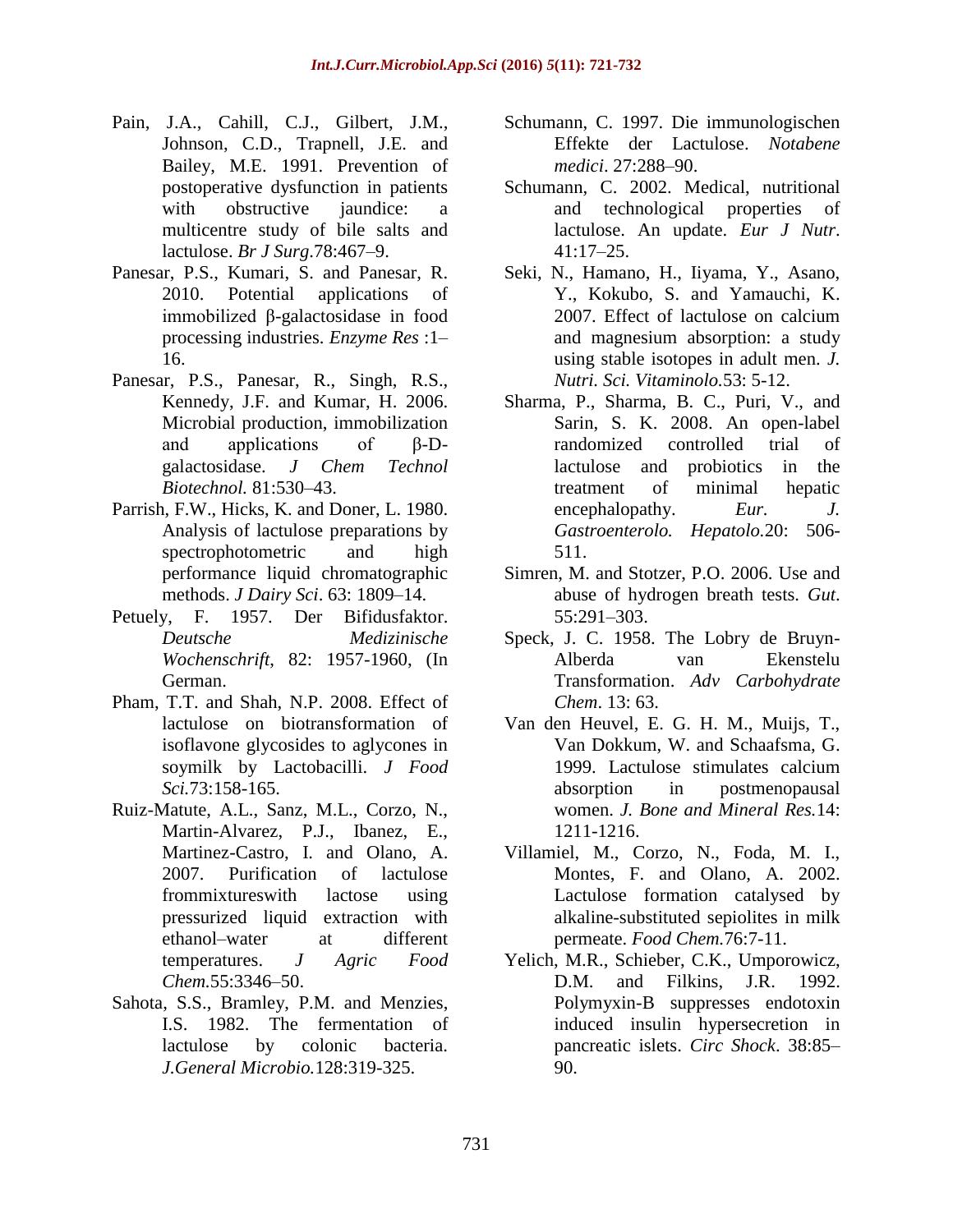Pain, J.A., Cahill, C.J., Gilbert, J.M., Johnson, C.D., Trapnell, J.E. and Bailey, M.E. 1991. Prevention of postoperative dysfunction in patients with obstructive jaundice: a multicentre study of bile salts and lactulose. *Br J Surg*.78:467–9.

Panesar, P.S., Kumari, S. and Panesar, R. 2010. Potential applications of immobilized β-galactosidase in food processing industries. *Enzyme Res* :1–16.

Panesar, P.S., Panesar, R., Singh, R.S., Kennedy, J.F. and Kumar, H. 2006. Microbial production, immobilization and applications of β-D-galactosidase. *J Chem Technol Biotechnol.* 81:530–43.

Parrish, F.W., Hicks, K. and Doner, L. 1980. Analysis of lactulose preparations by spectrophotometric and high performance liquid chromatographic methods. *J Dairy Sci*. 63: 1809–14.

Petuely, F. 1957. Der Bifidusfaktor. *Deutsche Medizinische Wochenschrift*, 82: 1957-1960, (In German.

Pham, T.T. and Shah, N.P. 2008. Effect of lactulose on biotransformation of isoflavone glycosides to aglycones in soymilk by Lactobacilli. *J Food Sci.*73:158-165.

Ruiz-Matute, A.L., Sanz, M.L., Corzo, N., Martin-Alvarez, P.J., Ibanez, E., Martinez-Castro, I. and Olano, A. 2007. Purification of lactulose frommixtureswith lactose using pressurized liquid extraction with ethanol–water at different temperatures. *J Agric Food Chem.*55:3346–50.

Sahota, S.S., Bramley, P.M. and Menzies, I.S. 1982. The fermentation of lactulose by colonic bacteria. *J.General Microbio.*128:319-325.

Schumann, C. 1997. Die immunologischen Effekte der Lactulose. *Notabene medici*. 27:288–90.

Schumann, C. 2002. Medical, nutritional and technological properties of lactulose. An update. *Eur J Nutr*. 41:17–25.

Seki, N., Hamano, H., Iiyama, Y., Asano, Y., Kokubo, S. and Yamauchi, K. 2007. Effect of lactulose on calcium and magnesium absorption: a study using stable isotopes in adult men. *J. Nutri. Sci. Vitaminolo.*53: 5-12.

Sharma, P., Sharma, B. C., Puri, V., and Sarin, S. K. 2008. An open-label randomized controlled trial of lactulose and probiotics in the treatment of minimal hepatic encephalopathy. *Eur. J. Gastroenterolo. Hepatolo.*20: 506-511.

Simren, M. and Stotzer, P.O. 2006. Use and abuse of hydrogen breath tests. *Gut*. 55:291–303.

Speck, J. C. 1958. The Lobry de Bruyn-Alberda van Ekenstelu Transformation. *Adv Carbohydrate Chem*. 13: 63.

Van den Heuvel, E. G. H. M., Muijs, T., Van Dokkum, W. and Schaafsma, G. 1999. Lactulose stimulates calcium absorption in postmenopausal women. *J. Bone and Mineral Res.*14: 1211-1216.

Villamiel, M., Corzo, N., Foda, M. I., Montes, F. and Olano, A. 2002. Lactulose formation catalysed by alkaline-substituted sepiolites in milk permeate. *Food Chem.*76:7-11.

Yelich, M.R., Schieber, C.K., Umporowicz, D.M. and Filkins, J.R. 1992. Polymyxin-B suppresses endotoxin induced insulin hypersecretion in pancreatic islets. *Circ Shock*. 38:85–90.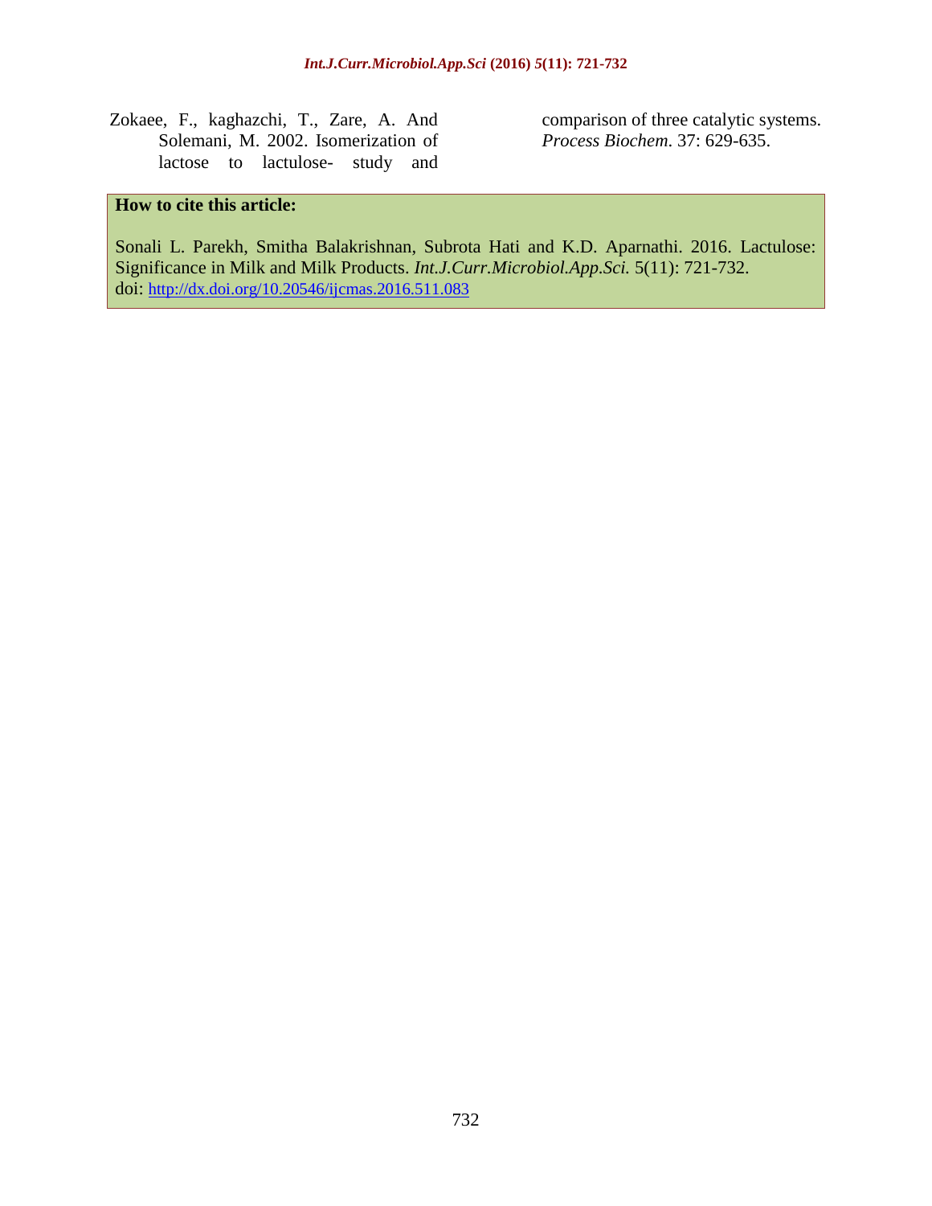Zokaee, F., kaghazchi, T., Zare, A. And Solemani, M. 2002. Isomerization of lactose to lactulose- study and comparison of three catalytic systems. *Process Biochem*. 37: 629-635.

**How to cite this article:**

Sonali L. Parekh, Smitha Balakrishnan, Subrota Hati and K.D. Aparnathi. 2016. Lactulose: Significance in Milk and Milk Products. *Int.J.Curr.Microbiol.App.Sci.* 5(11): 721-732.
doi: http://dx.doi.org/10.20546/ijcmas.2016.511.083